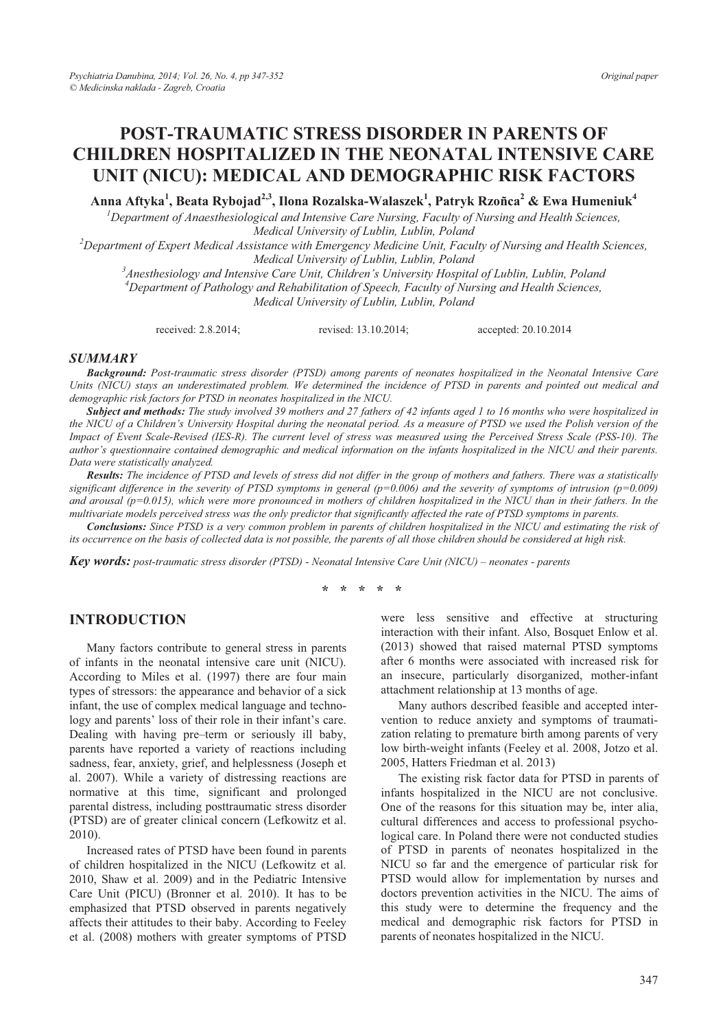# POST-TRAUMATIC STRESS DISORDER IN PARENTS OF CHILDREN HOSPITALIZED IN THE NEONATAL INTENSIVE CARE UNIT (NICU): MEDICAL AND DEMOGRAPHIC RISK FACTORS

**Anna Aftyka[1], Beata Rybojad[2,3], Ilona Rozalska-Walaszek[1], Patryk Rzońca[2] & Ewa Humeniuk[4]**

*[1]Department of Anaesthesiological and Intensive Care Nursing, Faculty of Nursing and Health Sciences, Medical University of Lublin, Lublin, Poland*
*[2]Department of Expert Medical Assistance with Emergency Medicine Unit, Faculty of Nursing and Health Sciences, Medical University of Lublin, Lublin, Poland*
*[3]Anesthesiology and Intensive Care Unit, Children's University Hospital of Lublin, Lublin, Poland*
*[4]Department of Pathology and Rehabilitation of Speech, Faculty of Nursing and Health Sciences, Medical University of Lublin, Lublin, Poland*

received: 2.8.2014; revised: 13.10.2014; accepted: 20.10.2014

## SUMMARY

***Background:*** *Post-traumatic stress disorder (PTSD) among parents of neonates hospitalized in the Neonatal Intensive Care Units (NICU) stays an underestimated problem. We determined the incidence of PTSD in parents and pointed out medical and demographic risk factors for PTSD in neonates hospitalized in the NICU.*

***Subject and methods:*** *The study involved 39 mothers and 27 fathers of 42 infants aged 1 to 16 months who were hospitalized in the NICU of a Children's University Hospital during the neonatal period. As a measure of PTSD we used the Polish version of the Impact of Event Scale-Revised (IES-R). The current level of stress was measured using the Perceived Stress Scale (PSS-10). The author's questionnaire contained demographic and medical information on the infants hospitalized in the NICU and their parents. Data were statistically analyzed.*

***Results:*** *The incidence of PTSD and levels of stress did not differ in the group of mothers and fathers. There was a statistically significant difference in the severity of PTSD symptoms in general (p=0.006) and the severity of symptoms of intrusion (p=0.009) and arousal (p=0.015), which were more pronounced in mothers of children hospitalized in the NICU than in their fathers. In the multivariate models perceived stress was the only predictor that significantly affected the rate of PTSD symptoms in parents.*

***Conclusions:*** *Since PTSD is a very common problem in parents of children hospitalized in the NICU and estimating the risk of its occurrence on the basis of collected data is not possible, the parents of all those children should be considered at high risk.*

***Key words:*** *post-traumatic stress disorder (PTSD) - Neonatal Intensive Care Unit (NICU) – neonates - parents*

\* \* \* \* \*

## INTRODUCTION

Many factors contribute to general stress in parents of infants in the neonatal intensive care unit (NICU). According to Miles et al. (1997) there are four main types of stressors: the appearance and behavior of a sick infant, the use of complex medical language and technology and parents' loss of their role in their infant's care. Dealing with having pre–term or seriously ill baby, parents have reported a variety of reactions including sadness, fear, anxiety, grief, and helplessness (Joseph et al. 2007). While a variety of distressing reactions are normative at this time, significant and prolonged parental distress, including posttraumatic stress disorder (PTSD) are of greater clinical concern (Lefkowitz et al. 2010).

Increased rates of PTSD have been found in parents of children hospitalized in the NICU (Lefkowitz et al. 2010, Shaw et al. 2009) and in the Pediatric Intensive Care Unit (PICU) (Bronner et al. 2010). It has to be emphasized that PTSD observed in parents negatively affects their attitudes to their baby. According to Feeley et al. (2008) mothers with greater symptoms of PTSD were less sensitive and effective at structuring interaction with their infant. Also, Bosquet Enlow et al. (2013) showed that raised maternal PTSD symptoms after 6 months were associated with increased risk for an insecure, particularly disorganized, mother-infant attachment relationship at 13 months of age.

Many authors described feasible and accepted intervention to reduce anxiety and symptoms of traumatization relating to premature birth among parents of very low birth-weight infants (Feeley et al. 2008, Jotzo et al. 2005, Hatters Friedman et al. 2013)

The existing risk factor data for PTSD in parents of infants hospitalized in the NICU are not conclusive. One of the reasons for this situation may be, inter alia, cultural differences and access to professional psychological care. In Poland there were not conducted studies of PTSD in parents of neonates hospitalized in the NICU so far and the emergence of particular risk for PTSD would allow for implementation by nurses and doctors prevention activities in the NICU. The aims of this study were to determine the frequency and the medical and demographic risk factors for PTSD in parents of neonates hospitalized in the NICU.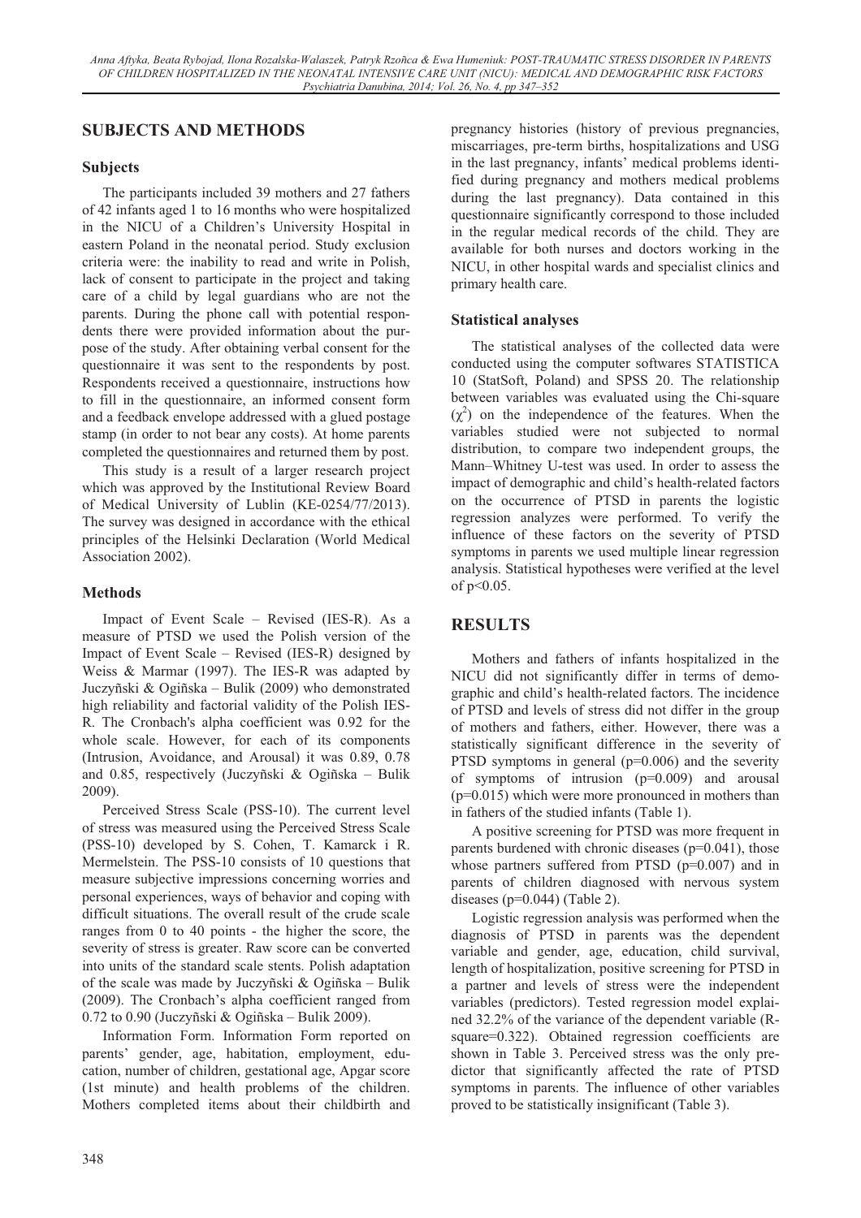## SUBJECTS AND METHODS

### Subjects

The participants included 39 mothers and 27 fathers of 42 infants aged 1 to 16 months who were hospitalized in the NICU of a Children's University Hospital in eastern Poland in the neonatal period. Study exclusion criteria were: the inability to read and write in Polish, lack of consent to participate in the project and taking care of a child by legal guardians who are not the parents. During the phone call with potential respondents there were provided information about the purpose of the study. After obtaining verbal consent for the questionnaire it was sent to the respondents by post. Respondents received a questionnaire, instructions how to fill in the questionnaire, an informed consent form and a feedback envelope addressed with a glued postage stamp (in order to not bear any costs). At home parents completed the questionnaires and returned them by post.

This study is a result of a larger research project which was approved by the Institutional Review Board of Medical University of Lublin (KE-0254/77/2013). The survey was designed in accordance with the ethical principles of the Helsinki Declaration (World Medical Association 2002).

### Methods

Impact of Event Scale – Revised (IES-R). As a measure of PTSD we used the Polish version of the Impact of Event Scale – Revised (IES-R) designed by Weiss & Marmar (1997). The IES-R was adapted by Juczyñski & Ogiñska – Bulik (2009) who demonstrated high reliability and factorial validity of the Polish IES-R. The Cronbach's alpha coefficient was 0.92 for the whole scale. However, for each of its components (Intrusion, Avoidance, and Arousal) it was 0.89, 0.78 and 0.85, respectively (Juczyñski & Ogiñska – Bulik 2009).

Perceived Stress Scale (PSS-10). The current level of stress was measured using the Perceived Stress Scale (PSS-10) developed by S. Cohen, T. Kamarck i R. Mermelstein. The PSS-10 consists of 10 questions that measure subjective impressions concerning worries and personal experiences, ways of behavior and coping with difficult situations. The overall result of the crude scale ranges from 0 to 40 points - the higher the score, the severity of stress is greater. Raw score can be converted into units of the standard scale stents. Polish adaptation of the scale was made by Juczyñski & Ogiñska – Bulik (2009). The Cronbach's alpha coefficient ranged from 0.72 to 0.90 (Juczyñski & Ogiñska – Bulik 2009).

Information Form. Information Form reported on parents' gender, age, habitation, employment, education, number of children, gestational age, Apgar score (1st minute) and health problems of the children. Mothers completed items about their childbirth and pregnancy histories (history of previous pregnancies, miscarriages, pre-term births, hospitalizations and USG in the last pregnancy, infants' medical problems identified during pregnancy and mothers medical problems during the last pregnancy). Data contained in this questionnaire significantly correspond to those included in the regular medical records of the child. They are available for both nurses and doctors working in the NICU, in other hospital wards and specialist clinics and primary health care.

### Statistical analyses

The statistical analyses of the collected data were conducted using the computer softwares STATISTICA 10 (StatSoft, Poland) and SPSS 20. The relationship between variables was evaluated using the Chi-square ($\chi^2$) on the independence of the features. When the variables studied were not subjected to normal distribution, to compare two independent groups, the Mann–Whitney U-test was used. In order to assess the impact of demographic and child's health-related factors on the occurrence of PTSD in parents the logistic regression analyzes were performed. To verify the influence of these factors on the severity of PTSD symptoms in parents we used multiple linear regression analysis. Statistical hypotheses were verified at the level of $p<0.05$.

## RESULTS

Mothers and fathers of infants hospitalized in the NICU did not significantly differ in terms of demographic and child's health-related factors. The incidence of PTSD and levels of stress did not differ in the group of mothers and fathers, either. However, there was a statistically significant difference in the severity of PTSD symptoms in general ($p=0.006$) and the severity of symptoms of intrusion ($p=0.009$) and arousal ($p=0.015$) which were more pronounced in mothers than in fathers of the studied infants (Table 1).

A positive screening for PTSD was more frequent in parents burdened with chronic diseases ($p=0.041$), those whose partners suffered from PTSD ($p=0.007$) and in parents of children diagnosed with nervous system diseases ($p=0.044$) (Table 2).

Logistic regression analysis was performed when the diagnosis of PTSD in parents was the dependent variable and gender, age, education, child survival, length of hospitalization, positive screening for PTSD in a partner and levels of stress were the independent variables (predictors). Tested regression model explained 32.2% of the variance of the dependent variable (R-square=0.322). Obtained regression coefficients are shown in Table 3. Perceived stress was the only predictor that significantly affected the rate of PTSD symptoms in parents. The influence of other variables proved to be statistically insignificant (Table 3).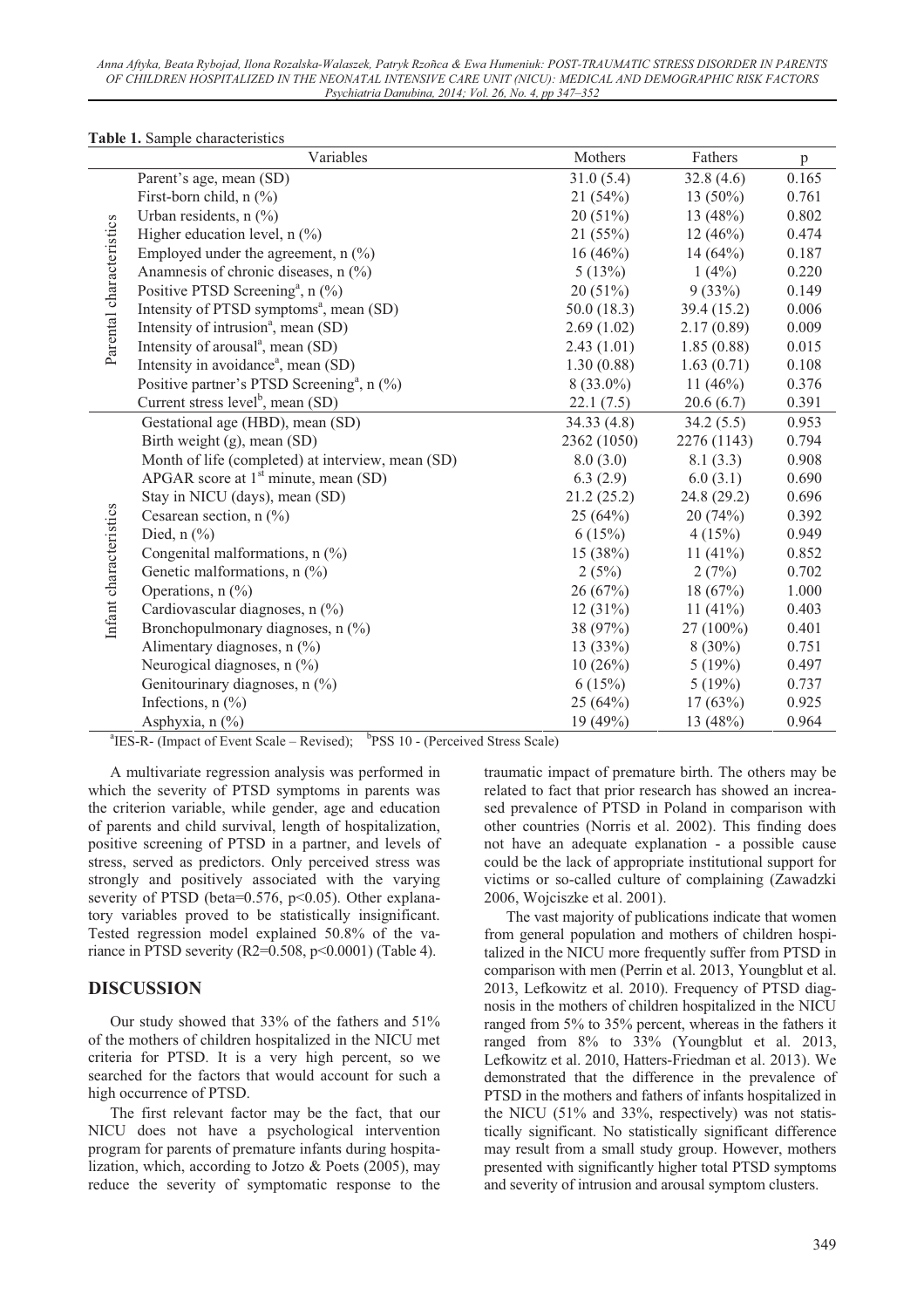**Table 1.** Sample characteristics

| | Variables | Mothers | Fathers | p |
|---|---|---|---|---|
| Parental characteristics | Parent's age, mean (SD) | 31.0 (5.4) | 32.8 (4.6) | 0.165 |
| | First-born child, n (%) | 21 (54%) | 13 (50%) | 0.761 |
| | Urban residents, n (%) | 20 (51%) | 13 (48%) | 0.802 |
| | Higher education level, n (%) | 21 (55%) | 12 (46%) | 0.474 |
| | Employed under the agreement, n (%) | 16 (46%) | 14 (64%) | 0.187 |
| | Anamnesis of chronic diseases, n (%) | 5 (13%) | 1 (4%) | 0.220 |
| | Positive PTSD Screening[a], n (%) | 20 (51%) | 9 (33%) | 0.149 |
| | Intensity of PTSD symptoms[a], mean (SD) | 50.0 (18.3) | 39.4 (15.2) | 0.006 |
| | Intensity of intrusion[a], mean (SD) | 2.69 (1.02) | 2.17 (0.89) | 0.009 |
| | Intensity of arousal[a], mean (SD) | 2.43 (1.01) | 1.85 (0.88) | 0.015 |
| | Intensity in avoidance[a], mean (SD) | 1.30 (0.88) | 1.63 (0.71) | 0.108 |
| | Positive partner's PTSD Screening[a], n (%) | 8 (33.0%) | 11 (46%) | 0.376 |
| | Current stress level[b], mean (SD) | 22.1 (7.5) | 20.6 (6.7) | 0.391 |
| Infant characteristics | Gestational age (HBD), mean (SD) | 34.33 (4.8) | 34.2 (5.5) | 0.953 |
| | Birth weight (g), mean (SD) | 2362 (1050) | 2276 (1143) | 0.794 |
| | Month of life (completed) at interview, mean (SD) | 8.0 (3.0) | 8.1 (3.3) | 0.908 |
| | APGAR score at 1[st] minute, mean (SD) | 6.3 (2.9) | 6.0 (3.1) | 0.690 |
| | Stay in NICU (days), mean (SD) | 21.2 (25.2) | 24.8 (29.2) | 0.696 |
| | Cesarean section, n (%) | 25 (64%) | 20 (74%) | 0.392 |
| | Died, n (%) | 6 (15%) | 4 (15%) | 0.949 |
| | Congenital malformations, n (%) | 15 (38%) | 11 (41%) | 0.852 |
| | Genetic malformations, n (%) | 2 (5%) | 2 (7%) | 0.702 |
| | Operations, n (%) | 26 (67%) | 18 (67%) | 1.000 |
| | Cardiovascular diagnoses, n (%) | 12 (31%) | 11 (41%) | 0.403 |
| | Bronchopulmonary diagnoses, n (%) | 38 (97%) | 27 (100%) | 0.401 |
| | Alimentary diagnoses, n (%) | 13 (33%) | 8 (30%) | 0.751 |
| | Neurogical diagnoses, n (%) | 10 (26%) | 5 (19%) | 0.497 |
| | Genitourinary diagnoses, n (%) | 6 (15%) | 5 (19%) | 0.737 |
| | Infections, n (%) | 25 (64%) | 17 (63%) | 0.925 |
| | Asphyxia, n (%) | 19 (49%) | 13 (48%) | 0.964 |

[a]IES-R- (Impact of Event Scale – Revised); [b]PSS 10 - (Perceived Stress Scale)

A multivariate regression analysis was performed in which the severity of PTSD symptoms in parents was the criterion variable, while gender, age and education of parents and child survival, length of hospitalization, positive screening of PTSD in a partner, and levels of stress, served as predictors. Only perceived stress was strongly and positively associated with the varying severity of PTSD (beta=0.576, $p<0.05$). Other explanatory variables proved to be statistically insignificant. Tested regression model explained 50.8% of the variance in PTSD severity ($R^2=0.508$, $p<0.0001$) (Table 4).

## DISCUSSION

Our study showed that 33% of the fathers and 51% of the mothers of children hospitalized in the NICU met criteria for PTSD. It is a very high percent, so we searched for the factors that would account for such a high occurrence of PTSD.

The first relevant factor may be the fact, that our NICU does not have a psychological intervention program for parents of premature infants during hospitalization, which, according to Jotzo & Poets (2005), may reduce the severity of symptomatic response to the traumatic impact of premature birth. The others may be related to fact that prior research has showed an increased prevalence of PTSD in Poland in comparison with other countries (Norris et al. 2002). This finding does not have an adequate explanation - a possible cause could be the lack of appropriate institutional support for victims or so-called culture of complaining (Zawadzki 2006, Wojciszke et al. 2001).

The vast majority of publications indicate that women from general population and mothers of children hospitalized in the NICU more frequently suffer from PTSD in comparison with men (Perrin et al. 2013, Youngblut et al. 2013, Lefkowitz et al. 2010). Frequency of PTSD diagnosis in the mothers of children hospitalized in the NICU ranged from 5% to 35% percent, whereas in the fathers it ranged from 8% to 33% (Youngblut et al. 2013, Lefkowitz et al. 2010, Hatters-Friedman et al. 2013). We demonstrated that the difference in the prevalence of PTSD in the mothers and fathers of infants hospitalized in the NICU (51% and 33%, respectively) was not statistically significant. No statistically significant difference may result from a small study group. However, mothers presented with significantly higher total PTSD symptoms and severity of intrusion and arousal symptom clusters.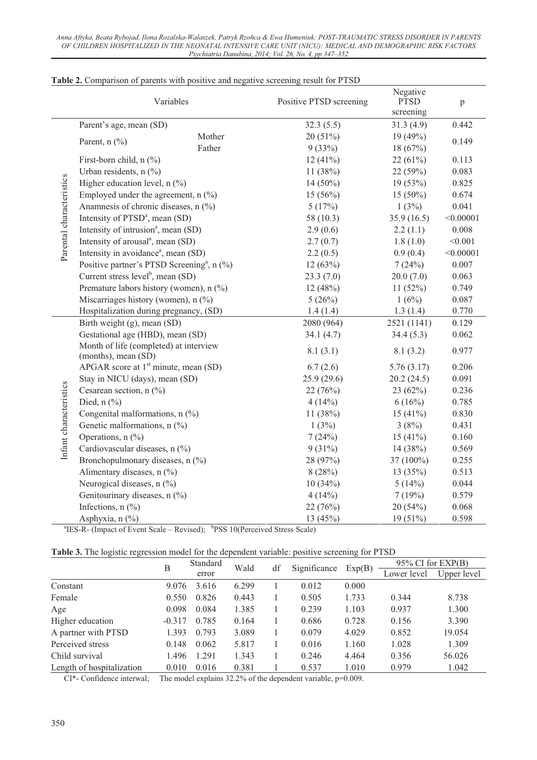**Table 2.** Comparison of parents with positive and negative screening result for PTSD

| | Variables | | Positive PTSD screening | Negative PTSD screening | p |
|---|---|---|---|---|---|
| Parental characteristics | Parent's age, mean (SD) | | 32.3 (5.5) | 31.3 (4.9) | 0.442 |
| | Parent, n (%) | Mother | 20 (51%) | 19 (49%) | 0.149 |
| | | Father | 9 (33%) | 18 (67%) | |
| | First-born child, n (%) | | 12 (41%) | 22 (61%) | 0.113 |
| | Urban residents, n (%) | | 11 (38%) | 22 (59%) | 0.083 |
| | Higher education level, n (%) | | 14 (50%) | 19 (53%) | 0.825 |
| | Employed under the agreement, n (%) | | 15 (56%) | 15 (50%) | 0.674 |
| | Anamnesis of chronic diseases, n (%) | | 5 (17%) | 1 (3%) | 0.041 |
| | Intensity of PTSD[a], mean (SD) | | 58 (10.3) | 35.9 (16.5) | <0.00001 |
| | Intensity of intrusion[a], mean (SD) | | 2.9 (0.6) | 2.2 (1.1) | 0.008 |
| | Intensity of arousal[a], mean (SD) | | 2.7 (0.7) | 1.8 (1.0) | <0.001 |
| | Intensity in avoidance[a], mean (SD) | | 2.2 (0.5) | 0.9 (0.4) | <0.00001 |
| | Positive partner's PTSD Screening[a], n (%) | | 12 (63%) | 7 (24%) | 0.007 |
| | Current stress level[b], mean (SD) | | 23.3 (7.0) | 20.0 (7.0) | 0.063 |
| | Premature labors history (women), n (%) | | 12 (48%) | 11 (52%) | 0.749 |
| | Miscarriages history (women), n (%) | | 5 (26%) | 1 (6%) | 0.087 |
| | Hospitalization during pregnancy, (SD) | | 1.4 (1.4) | 1.3 (1.4) | 0.770 |
| Infant characteristics | Birth weight (g), mean (SD) | | 2080 (964) | 2521 (1141) | 0.129 |
| | Gestational age (HBD), mean (SD) | | 34.1 (4.7) | 34.4 (5.3) | 0.062 |
| | Month of life (completed) at interview (months), mean (SD) | | 8.1 (3.1) | 8.1 (3.2) | 0.977 |
| | APGAR score at 1[st] minute, mean (SD) | | 6.7 (2.6) | 5.76 (3.17) | 0.206 |
| | Stay in NICU (days), mean (SD) | | 25.9 (29.6) | 20.2 (24.5) | 0.091 |
| | Cesarean section, n (%) | | 22 (76%) | 23 (62%) | 0.236 |
| | Died, n (%) | | 4 (14%) | 6 (16%) | 0.785 |
| | Congenital malformations, n (%) | | 11 (38%) | 15 (41%) | 0.830 |
| | Genetic malformations, n (%) | | 1 (3%) | 3 (8%) | 0.431 |
| | Operations, n (%) | | 7 (24%) | 15 (41%) | 0.160 |
| | Cardiovascular diseases, n (%) | | 9 (31%) | 14 (38%) | 0.569 |
| | Bronchopulmonary diseases, n (%) | | 28 (97%) | 37 (100%) | 0.255 |
| | Alimentary diseases, n (%) | | 8 (28%) | 13 (35%) | 0.513 |
| | Neurogical diseases, n (%) | | 10 (34%) | 5 (14%) | 0.044 |
| | Genitourinary diseases, n (%) | | 4 (14%) | 7 (19%) | 0.579 |
| | Infections, n (%) | | 22 (76%) | 20 (54%) | 0.068 |
| | Asphyxia, n (%) | | 13 (45%) | 19 (51%) | 0.598 |

[a]IES-R- (Impact of Event Scale – Revised); [b]PSS 10(Perceived Stress Scale)

**Table 3.** The logistic regression model for the dependent variable: positive screening for PTSD

| | B | Standard error | Wald | df | Significance | Exp(B) | 95% CI for EXP(B) | |
|---|---|---|---|---|---|---|---|---|
| | | | | | | | Lower level | Upper level |
| Constant | 9.076 | 3.616 | 6.299 | 1 | 0.012 | 0.000 | | |
| Female | 0.550 | 0.826 | 0.443 | 1 | 0.505 | 1.733 | 0.344 | 8.738 |
| Age | 0.098 | 0.084 | 1.385 | 1 | 0.239 | 1.103 | 0.937 | 1.300 |
| Higher education | -0.317 | 0.785 | 0.164 | 1 | 0.686 | 0.728 | 0.156 | 3.390 |
| A partner with PTSD | 1.393 | 0.793 | 3.089 | 1 | 0.079 | 4.029 | 0.852 | 19.054 |
| Perceived stress | 0.148 | 0.062 | 5.817 | 1 | 0.016 | 1.160 | 1.028 | 1.309 |
| Child survival | 1.496 | 1.291 | 1.343 | 1 | 0.246 | 4.464 | 0.356 | 56.026 |
| Length of hospitalization | 0.010 | 0.016 | 0.381 | 1 | 0.537 | 1.010 | 0.979 | 1.042 |

CI*- Confidence interwal; The model explains 32.2% of the dependent variable, p=0.009.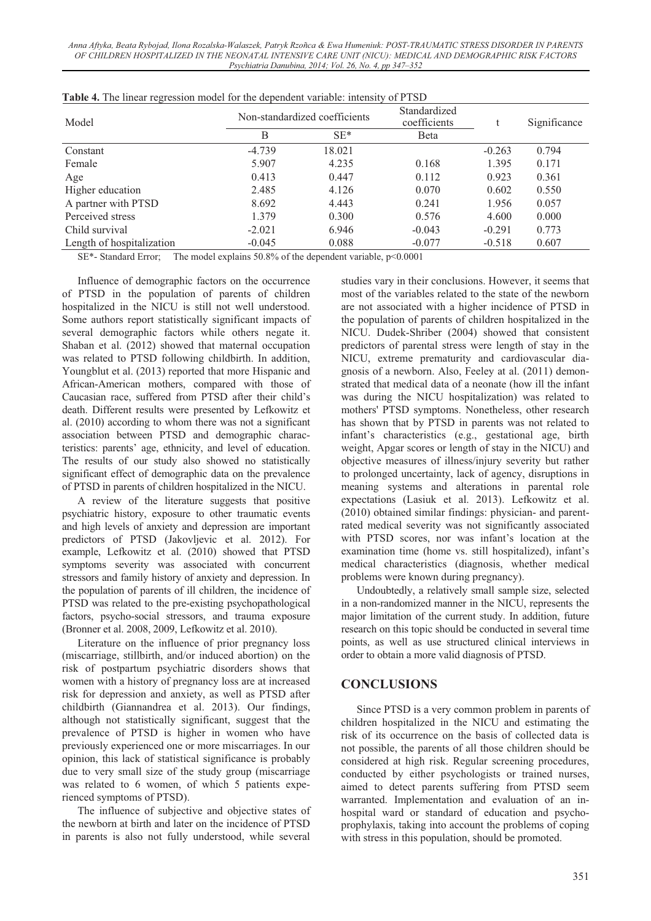**Table 4.** The linear regression model for the dependent variable: intensity of PTSD

| Model | Non-standardized coefficients | | Standardized coefficients | t | Significance |
|---|---|---|---|---|---|
| | B | SE* | Beta | | |
| Constant | -4.739 | 18.021 | | -0.263 | 0.794 |
| Female | 5.907 | 4.235 | 0.168 | 1.395 | 0.171 |
| Age | 0.413 | 0.447 | 0.112 | 0.923 | 0.361 |
| Higher education | 2.485 | 4.126 | 0.070 | 0.602 | 0.550 |
| A partner with PTSD | 8.692 | 4.443 | 0.241 | 1.956 | 0.057 |
| Perceived stress | 1.379 | 0.300 | 0.576 | 4.600 | 0.000 |
| Child survival | -2.021 | 6.946 | -0.043 | -0.291 | 0.773 |
| Length of hospitalization | -0.045 | 0.088 | -0.077 | -0.518 | 0.607 |

SE*- Standard Error; The model explains 50.8% of the dependent variable, $p<0.0001$

Influence of demographic factors on the occurrence of PTSD in the population of parents of children hospitalized in the NICU is still not well understood. Some authors report statistically significant impacts of several demographic factors while others negate it. Shaban et al. (2012) showed that maternal occupation was related to PTSD following childbirth. In addition, Youngblut et al. (2013) reported that more Hispanic and African-American mothers, compared with those of Caucasian race, suffered from PTSD after their child's death. Different results were presented by Lefkowitz et al. (2010) according to whom there was not a significant association between PTSD and demographic characteristics: parents' age, ethnicity, and level of education. The results of our study also showed no statistically significant effect of demographic data on the prevalence of PTSD in parents of children hospitalized in the NICU.

A review of the literature suggests that positive psychiatric history, exposure to other traumatic events and high levels of anxiety and depression are important predictors of PTSD (Jakovljevic et al. 2012). For example, Lefkowitz et al. (2010) showed that PTSD symptoms severity was associated with concurrent stressors and family history of anxiety and depression. In the population of parents of ill children, the incidence of PTSD was related to the pre-existing psychopathological factors, psycho-social stressors, and trauma exposure (Bronner et al. 2008, 2009, Lefkowitz et al. 2010).

Literature on the influence of prior pregnancy loss (miscarriage, stillbirth, and/or induced abortion) on the risk of postpartum psychiatric disorders shows that women with a history of pregnancy loss are at increased risk for depression and anxiety, as well as PTSD after childbirth (Giannandrea et al. 2013). Our findings, although not statistically significant, suggest that the prevalence of PTSD is higher in women who have previously experienced one or more miscarriages. In our opinion, this lack of statistical significance is probably due to very small size of the study group (miscarriage was related to 6 women, of which 5 patients experienced symptoms of PTSD).

The influence of subjective and objective states of the newborn at birth and later on the incidence of PTSD in parents is also not fully understood, while several studies vary in their conclusions. However, it seems that most of the variables related to the state of the newborn are not associated with a higher incidence of PTSD in the population of parents of children hospitalized in the NICU. Dudek-Shriber (2004) showed that consistent predictors of parental stress were length of stay in the NICU, extreme prematurity and cardiovascular diagnosis of a newborn. Also, Feeley at al. (2011) demonstrated that medical data of a neonate (how ill the infant was during the NICU hospitalization) was related to mothers' PTSD symptoms. Nonetheless, other research has shown that by PTSD in parents was not related to infant's characteristics (e.g., gestational age, birth weight, Apgar scores or length of stay in the NICU) and objective measures of illness/injury severity but rather to prolonged uncertainty, lack of agency, disruptions in meaning systems and alterations in parental role expectations (Lasiuk et al. 2013). Lefkowitz et al. (2010) obtained similar findings: physician- and parent-rated medical severity was not significantly associated with PTSD scores, nor was infant's location at the examination time (home vs. still hospitalized), infant's medical characteristics (diagnosis, whether medical problems were known during pregnancy).

Undoubtedly, a relatively small sample size, selected in a non-randomized manner in the NICU, represents the major limitation of the current study. In addition, future research on this topic should be conducted in several time points, as well as use structured clinical interviews in order to obtain a more valid diagnosis of PTSD.

## CONCLUSIONS

Since PTSD is a very common problem in parents of children hospitalized in the NICU and estimating the risk of its occurrence on the basis of collected data is not possible, the parents of all those children should be considered at high risk. Regular screening procedures, conducted by either psychologists or trained nurses, aimed to detect parents suffering from PTSD seem warranted. Implementation and evaluation of an in-hospital ward or standard of education and psychoprophylaxis, taking into account the problems of coping with stress in this population, should be promoted.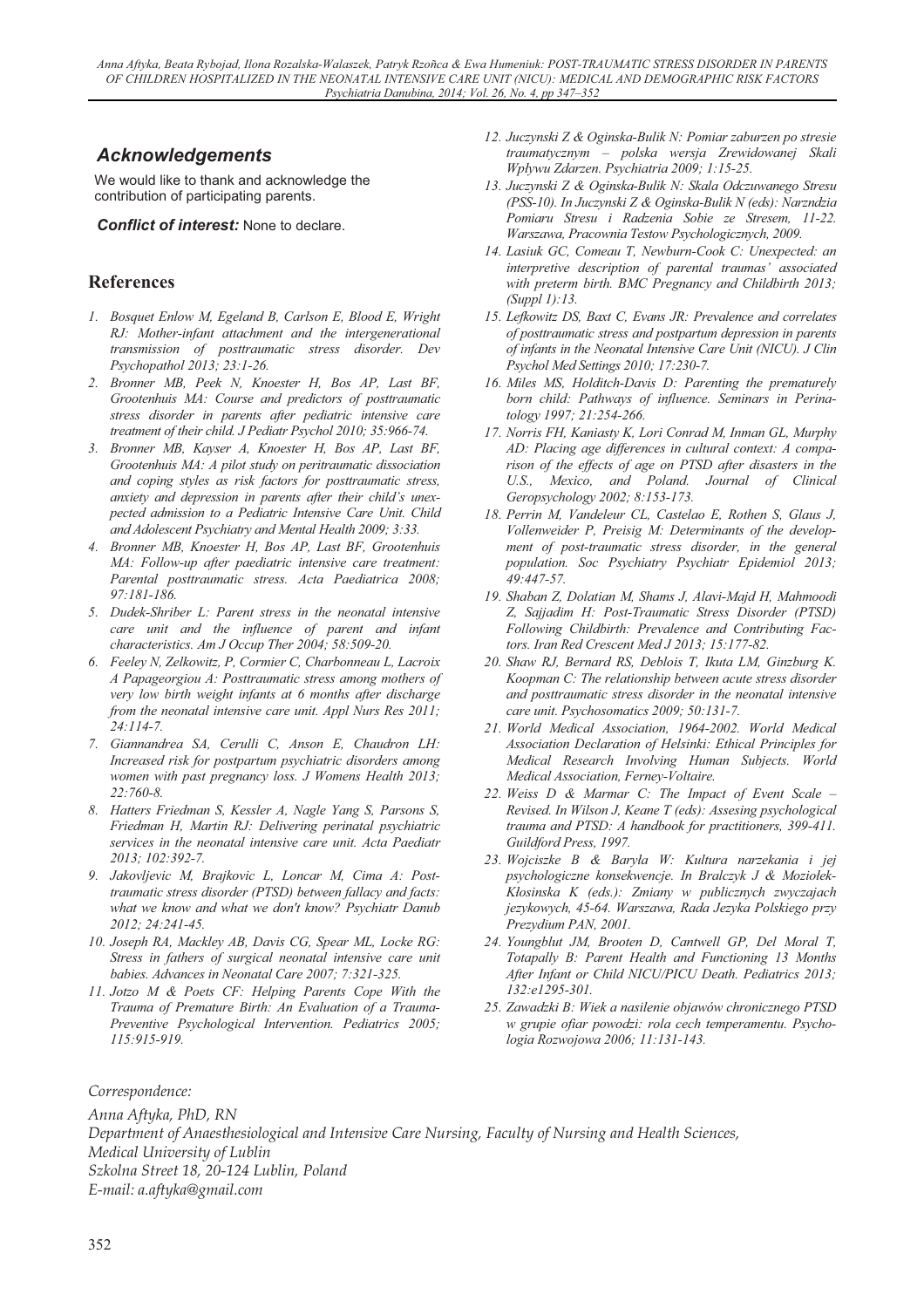## *Acknowledgements*

We would like to thank and acknowledge the contribution of participating parents.

***Conflict of interest:*** None to declare.

## References

1. *Bosquet Enlow M, Egeland B, Carlson E, Blood E, Wright RJ: Mother-infant attachment and the intergenerational transmission of posttraumatic stress disorder. Dev Psychopathol 2013; 23:1-26.*
2. *Bronner MB, Peek N, Knoester H, Bos AP, Last BF, Grootenhuis MA: Course and predictors of posttraumatic stress disorder in parents after pediatric intensive care treatment of their child. J Pediatr Psychol 2010; 35:966-74.*
3. *Bronner MB, Kayser A, Knoester H, Bos AP, Last BF, Grootenhuis MA: A pilot study on peritraumatic dissociation and coping styles as risk factors for posttraumatic stress, anxiety and depression in parents after their child's unexpected admission to a Pediatric Intensive Care Unit. Child and Adolescent Psychiatry and Mental Health 2009; 3:33.*
4. *Bronner MB, Knoester H, Bos AP, Last BF, Grootenhuis MA: Follow-up after paediatric intensive care treatment: Parental posttraumatic stress. Acta Paediatrica 2008; 97:181-186.*
5. *Dudek-Shriber L: Parent stress in the neonatal intensive care unit and the influence of parent and infant characteristics. Am J Occup Ther 2004; 58:509-20.*
6. *Feeley N, Zelkowitz, P, Cormier C, Charbonneau L, Lacroix A Papageorgiou A: Posttraumatic stress among mothers of very low birth weight infants at 6 months after discharge from the neonatal intensive care unit. Appl Nurs Res 2011; 24:114-7.*
7. *Giannandrea SA, Cerulli C, Anson E, Chaudron LH: Increased risk for postpartum psychiatric disorders among women with past pregnancy loss. J Womens Health 2013; 22:760-8.*
8. *Hatters Friedman S, Kessler A, Nagle Yang S, Parsons S, Friedman H, Martin RJ: Delivering perinatal psychiatric services in the neonatal intensive care unit. Acta Paediatr 2013; 102:392-7.*
9. *Jakovljevic M, Brajkovic L, Loncar M, Cima A: Posttraumatic stress disorder (PTSD) between fallacy and facts: what we know and what we don't know? Psychiatr Danub 2012; 24:241-45.*
10. *Joseph RA, Mackley AB, Davis CG, Spear ML, Locke RG: Stress in fathers of surgical neonatal intensive care unit babies. Advances in Neonatal Care 2007; 7:321-325.*
11. *Jotzo M & Poets CF: Helping Parents Cope With the Trauma of Premature Birth: An Evaluation of a Trauma-Preventive Psychological Intervention. Pediatrics 2005; 115:915-919.*
12. *Juczynski Z & Oginska-Bulik N: Pomiar zaburzen po stresie traumatycznym – polska wersja Zrewidowanej Skali Wpływu Zdarzen. Psychiatria 2009; 1:15-25.*
13. *Juczynski Z & Oginska-Bulik N: Skala Odczuwanego Stresu (PSS-10). In Juczynski Z & Oginska-Bulik N (eds): Narzndzia Pomiaru Stresu i Radzenia Sobie ze Stresem, 11-22. Warszawa, Pracownia Testow Psychologicznych, 2009.*
14. *Lasiuk GC, Comeau T, Newburn-Cook C: Unexpected: an interpretive description of parental traumas' associated with preterm birth. BMC Pregnancy and Childbirth 2013; (Suppl 1):13.*
15. *Lefkowitz DS, Baxt C, Evans JR: Prevalence and correlates of posttraumatic stress and postpartum depression in parents of infants in the Neonatal Intensive Care Unit (NICU). J Clin Psychol Med Settings 2010; 17:230-7.*
16. *Miles MS, Holditch-Davis D: Parenting the prematurely born child: Pathways of influence. Seminars in Perinatology 1997; 21:254-266.*
17. *Norris FH, Kaniasty K, Lori Conrad M, Inman GL, Murphy AD: Placing age differences in cultural context: A comparison of the effects of age on PTSD after disasters in the U.S., Mexico, and Poland. Journal of Clinical Geropsychology 2002; 8:153-173.*
18. *Perrin M, Vandeleur CL, Castelao E, Rothen S, Glaus J, Vollenweider P, Preisig M: Determinants of the development of post-traumatic stress disorder, in the general population. Soc Psychiatry Psychiatr Epidemiol 2013; 49:447-57.*
19. *Shaban Z, Dolatian M, Shams J, Alavi-Majd H, Mahmoodi Z, Sajjadim H: Post-Traumatic Stress Disorder (PTSD) Following Childbirth: Prevalence and Contributing Factors. Iran Red Crescent Med J 2013; 15:177-82.*
20. *Shaw RJ, Bernard RS, Deblois T, Ikuta LM, Ginzburg K. Koopman C: The relationship between acute stress disorder and posttraumatic stress disorder in the neonatal intensive care unit. Psychosomatics 2009; 50:131-7.*
21. *World Medical Association, 1964-2002. World Medical Association Declaration of Helsinki: Ethical Principles for Medical Research Involving Human Subjects. World Medical Association, Ferney-Voltaire.*
22. *Weiss D & Marmar C: The Impact of Event Scale – Revised. In Wilson J, Keane T (eds): Assesing psychological trauma and PTSD: A handbook for practitioners, 399-411. Guildford Press, 1997.*
23. *Wojciszke B & Baryła W: Kultura narzekania i jej psychologiczne konsekwencje. In Bralczyk J & Moziołek-Kłosinska K (eds.): Zmiany w publicznych zwyczajach jezykowych, 45-64. Warszawa, Rada Jezyka Polskiego przy Prezydium PAN, 2001.*
24. *Youngblut JM, Brooten D, Cantwell GP, Del Moral T, Totapally B: Parent Health and Functioning 13 Months After Infant or Child NICU/PICU Death. Pediatrics 2013; 132:e1295-301.*
25. *Zawadzki B: Wiek a nasilenie objawów chronicznego PTSD w grupie ofiar powodzi: rola cech temperamentu. Psychologia Rozwojowa 2006; 11:131-143.*

*Correspondence:*

*Anna Aftyka, PhD, RN*
*Department of Anaesthesiological and Intensive Care Nursing, Faculty of Nursing and Health Sciences, Medical University of Lublin*
*Szkolna Street 18, 20-124 Lublin, Poland*
*E-mail: a.aftyka@gmail.com*